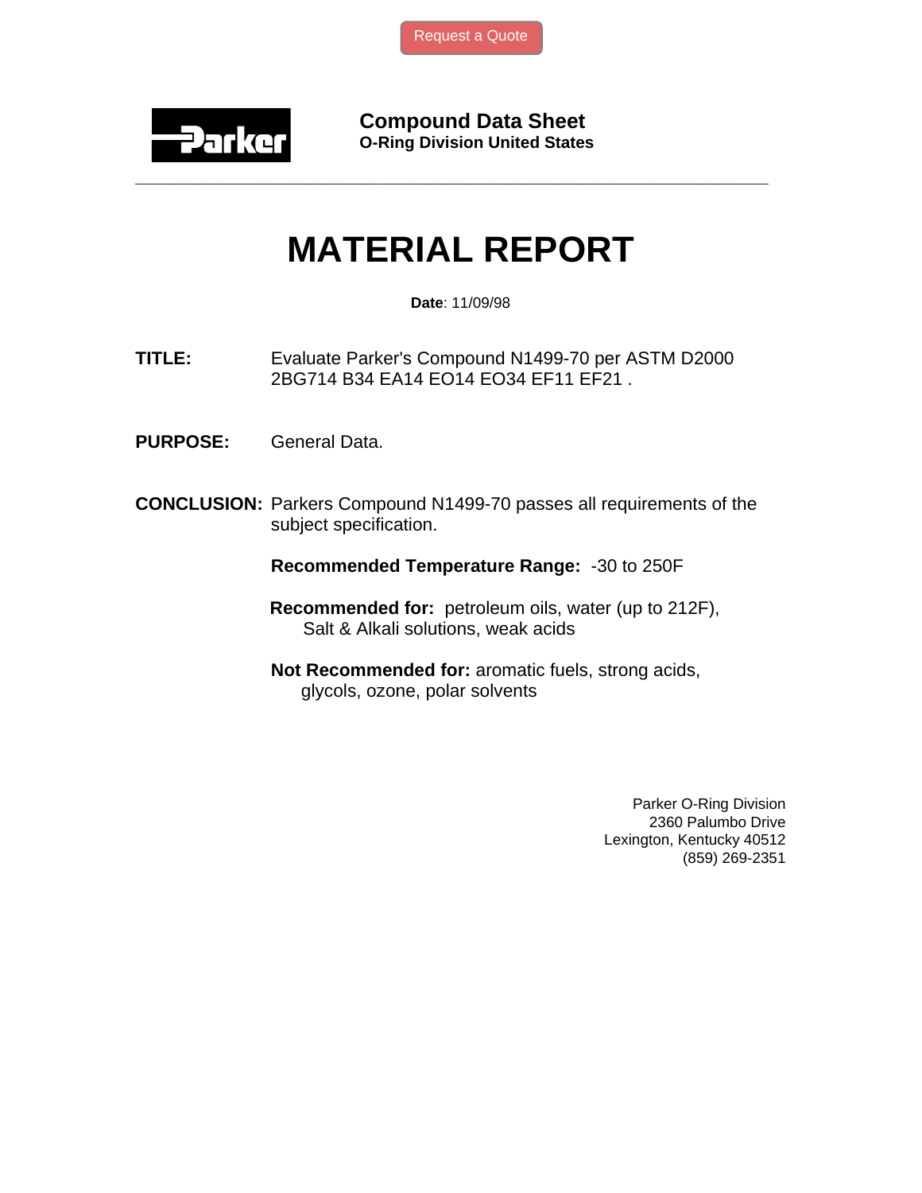Request a Quote

**Compound Data Sheet**
**O-Ring Division United States**

# MATERIAL REPORT

**Date**: 11/09/98

**TITLE:** Evaluate Parker's Compound N1499-70 per ASTM D2000 2BG714 B34 EA14 EO14 EO34 EF11 EF21 .

**PURPOSE:** General Data.

**CONCLUSION:** Parkers Compound N1499-70 passes all requirements of the subject specification.

**Recommended Temperature Range:** -30 to 250F

**Recommended for:** petroleum oils, water (up to 212F), Salt & Alkali solutions, weak acids

**Not Recommended for:** aromatic fuels, strong acids, glycols, ozone, polar solvents

Parker O-Ring Division
2360 Palumbo Drive
Lexington, Kentucky 40512
(859) 269-2351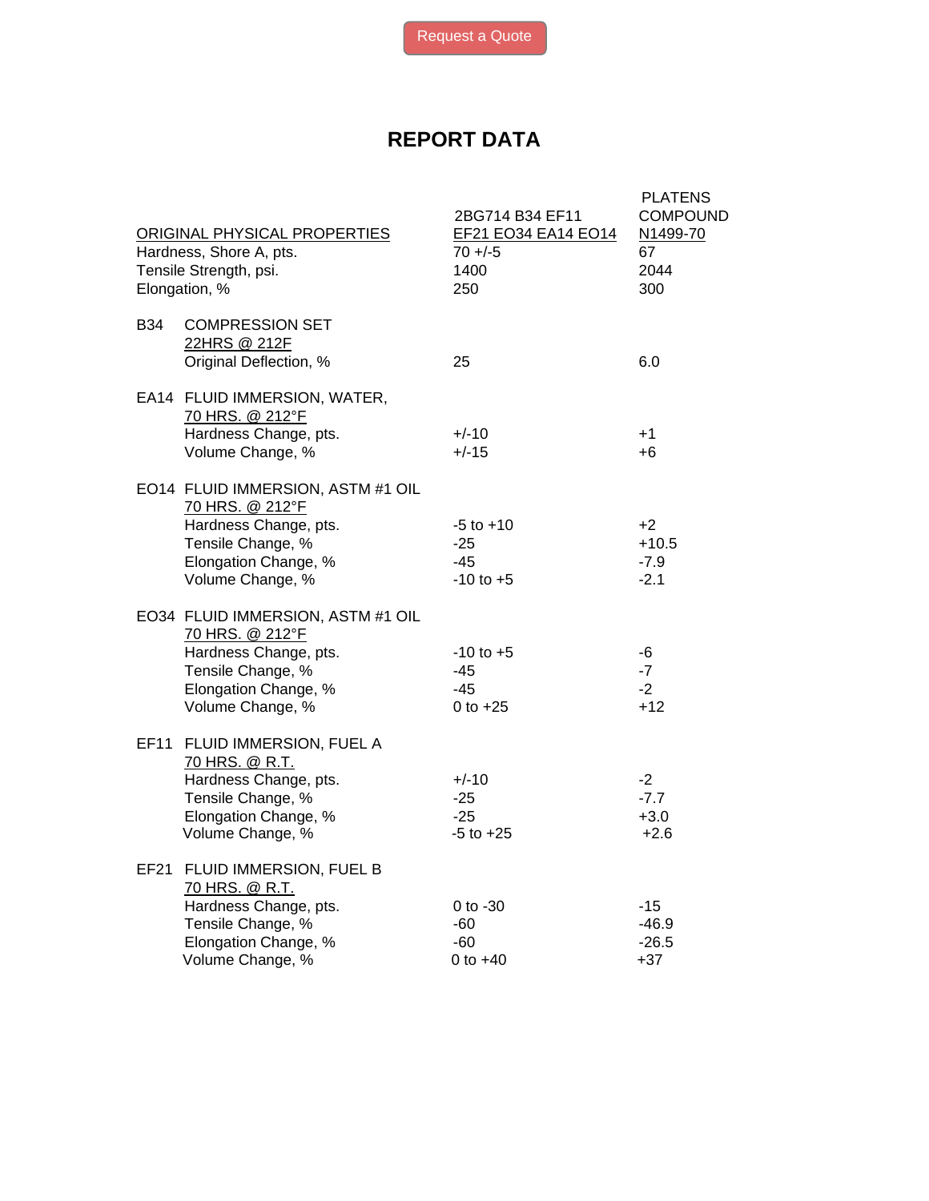Request a Quote

# REPORT DATA

| | | 2BG714 B34 EF11 EF21 EO34 EA14 EO14 | PLATENS COMPOUND N1499-70 |
|---|---|---|---|
| ORIGINAL PHYSICAL PROPERTIES | | | |
| Hardness, Shore A, pts. | | 70 +/-5 | 67 |
| Tensile Strength, psi. | | 1400 | 2044 |
| Elongation, % | | 250 | 300 |
| B34 | COMPRESSION SET 22HRS @ 212F | | |
| | Original Deflection, % | 25 | 6.0 |
| EA14 | FLUID IMMERSION, WATER, 70 HRS. @ 212°F | | |
| | Hardness Change, pts. | +/-10 | +1 |
| | Volume Change, % | +/-15 | +6 |
| EO14 | FLUID IMMERSION, ASTM #1 OIL 70 HRS. @ 212°F | | |
| | Hardness Change, pts. | -5 to +10 | +2 |
| | Tensile Change, % | -25 | +10.5 |
| | Elongation Change, % | -45 | -7.9 |
| | Volume Change, % | -10 to +5 | -2.1 |
| EO34 | FLUID IMMERSION, ASTM #1 OIL 70 HRS. @ 212°F | | |
| | Hardness Change, pts. | -10 to +5 | -6 |
| | Tensile Change, % | -45 | -7 |
| | Elongation Change, % | -45 | -2 |
| | Volume Change, % | 0 to +25 | +12 |
| EF11 | FLUID IMMERSION, FUEL A 70 HRS. @ R.T. | | |
| | Hardness Change, pts. | +/-10 | -2 |
| | Tensile Change, % | -25 | -7.7 |
| | Elongation Change, % | -25 | +3.0 |
| | Volume Change, % | -5 to +25 | +2.6 |
| EF21 | FLUID IMMERSION, FUEL B 70 HRS. @ R.T. | | |
| | Hardness Change, pts. | 0 to -30 | -15 |
| | Tensile Change, % | -60 | -46.9 |
| | Elongation Change, % | -60 | -26.5 |
| | Volume Change, % | 0 to +40 | +37 |